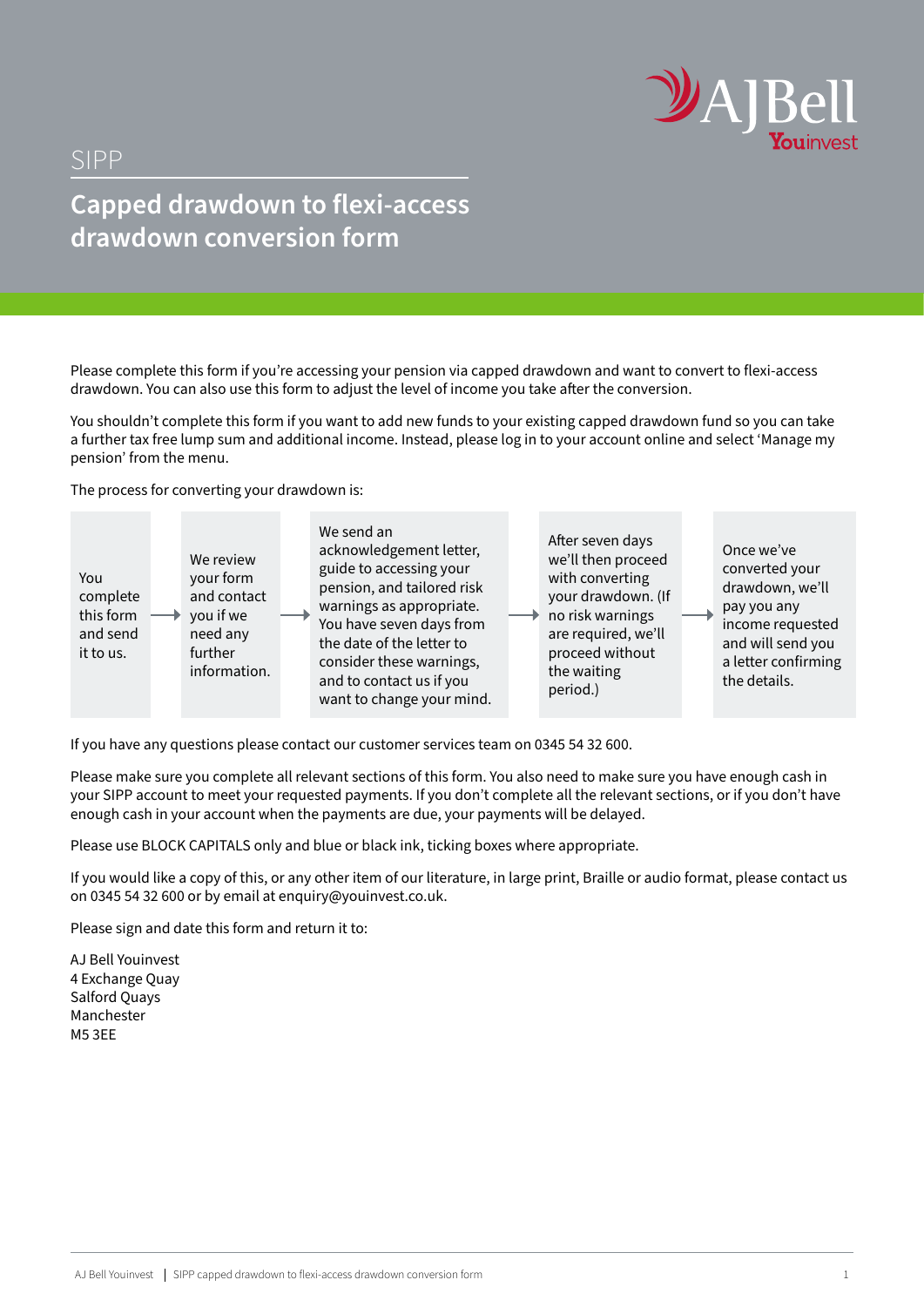SIPP

# Capped drawdown to flexi-access drawdown conversion form

Please complete this form if you're accessing your pension via capped drawdown and want to convert to flexi-access drawdown. You can also use this form to adjust the level of income you take after the conversion.

You shouldn't complete this form if you want to add new funds to your existing capped drawdown fund so you can take a further tax free lump sum and additional income. Instead, please log in to your account online and select 'Manage my pension' from the menu.

The process for converting your drawdown is:

1. You complete this form and send it to us.
2. We review your form and contact you if we need any further information.
3. We send an acknowledgement letter, guide to accessing your pension, and tailored risk warnings as appropriate. You have seven days from the date of the letter to consider these warnings, and to contact us if you want to change your mind.
4. After seven days we'll then proceed with converting your drawdown. (If no risk warnings are required, we'll proceed without the waiting period.)
5. Once we've converted your drawdown, we'll pay you any income requested and will send you a letter confirming the details.

If you have any questions please contact our customer services team on 0345 54 32 600.

Please make sure you complete all relevant sections of this form. You also need to make sure you have enough cash in your SIPP account to meet your requested payments. If you don't complete all the relevant sections, or if you don't have enough cash in your account when the payments are due, your payments will be delayed.

Please use BLOCK CAPITALS only and blue or black ink, ticking boxes where appropriate.

If you would like a copy of this, or any other item of our literature, in large print, Braille or audio format, please contact us on 0345 54 32 600 or by email at enquiry@youinvest.co.uk.

Please sign and date this form and return it to:

AJ Bell Youinvest  
4 Exchange Quay  
Salford Quays  
Manchester  
M5 3EE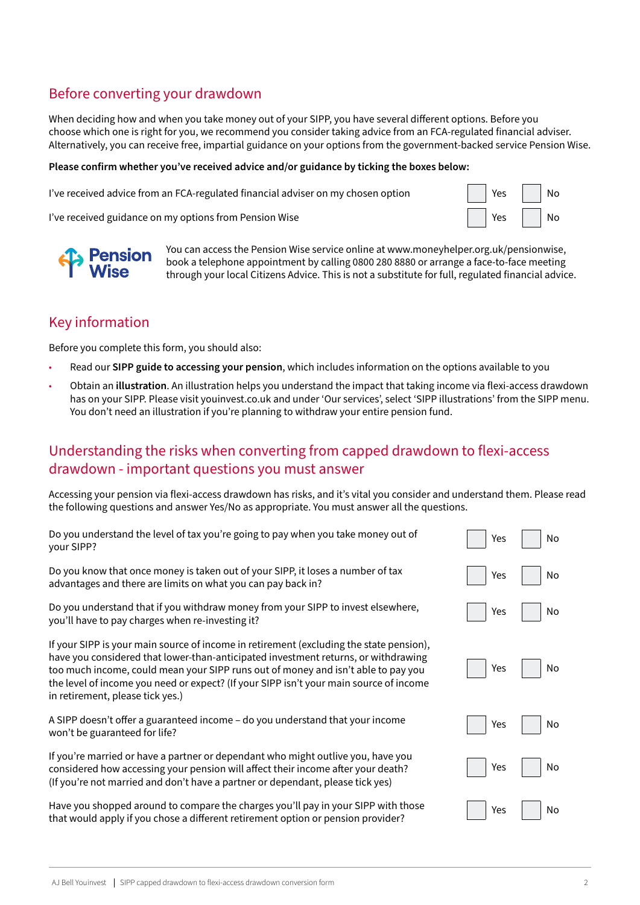## Before converting your drawdown

When deciding how and when you take money out of your SIPP, you have several different options. Before you choose which one is right for you, we recommend you consider taking advice from an FCA-regulated financial adviser. Alternatively, you can receive free, impartial guidance on your options from the government-backed service Pension Wise.

**Please confirm whether you've received advice and/or guidance by ticking the boxes below:**

| | | |
|---|---|---|
| I've received advice from an FCA-regulated financial adviser on my chosen option | ☐ Yes | ☐ No |
| I've received guidance on my options from Pension Wise | ☐ Yes | ☐ No |

Pension Wise

You can access the Pension Wise service online at www.moneyhelper.org.uk/pensionwise, book a telephone appointment by calling 0800 280 8880 or arrange a face-to-face meeting through your local Citizens Advice. This is not a substitute for full, regulated financial advice.

## Key information

Before you complete this form, you should also:

- Read our **SIPP guide to accessing your pension**, which includes information on the options available to you
- Obtain an **illustration**. An illustration helps you understand the impact that taking income via flexi-access drawdown has on your SIPP. Please visit youinvest.co.uk and under 'Our services', select 'SIPP illustrations' from the SIPP menu. You don't need an illustration if you're planning to withdraw your entire pension fund.

## Understanding the risks when converting from capped drawdown to flexi-access drawdown - important questions you must answer

Accessing your pension via flexi-access drawdown has risks, and it's vital you consider and understand them. Please read the following questions and answer Yes/No as appropriate. You must answer all the questions.

| | | |
|---|---|---|
| Do you understand the level of tax you're going to pay when you take money out of your SIPP? | ☐ Yes | ☐ No |
| Do you know that once money is taken out of your SIPP, it loses a number of tax advantages and there are limits on what you can pay back in? | ☐ Yes | ☐ No |
| Do you understand that if you withdraw money from your SIPP to invest elsewhere, you'll have to pay charges when re-investing it? | ☐ Yes | ☐ No |
| If your SIPP is your main source of income in retirement (excluding the state pension), have you considered that lower-than-anticipated investment returns, or withdrawing too much income, could mean your SIPP runs out of money and isn't able to pay you the level of income you need or expect? (If your SIPP isn't your main source of income in retirement, please tick yes.) | ☐ Yes | ☐ No |
| A SIPP doesn't offer a guaranteed income – do you understand that your income won't be guaranteed for life? | ☐ Yes | ☐ No |
| If you're married or have a partner or dependant who might outlive you, have you considered how accessing your pension will affect their income after your death? (If you're not married and don't have a partner or dependant, please tick yes) | ☐ Yes | ☐ No |
| Have you shopped around to compare the charges you'll pay in your SIPP with those that would apply if you chose a different retirement option or pension provider? | ☐ Yes | ☐ No |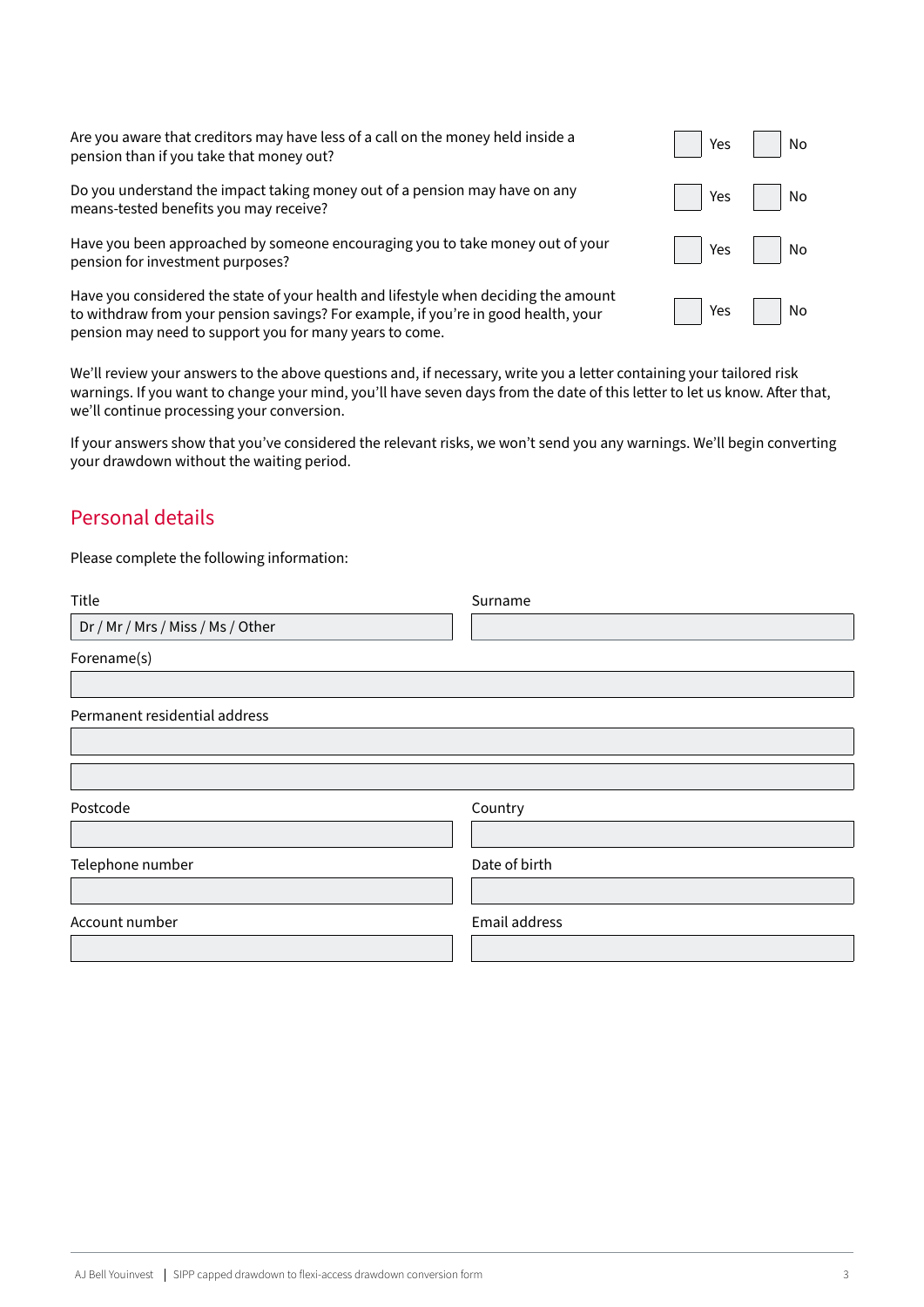| | | |
|---|---|---|
| Are you aware that creditors may have less of a call on the money held inside a pension than if you take that money out? | ☐ Yes | ☐ No |
| Do you understand the impact taking money out of a pension may have on any means-tested benefits you may receive? | ☐ Yes | ☐ No |
| Have you been approached by someone encouraging you to take money out of your pension for investment purposes? | ☐ Yes | ☐ No |
| Have you considered the state of your health and lifestyle when deciding the amount to withdraw from your pension savings? For example, if you're in good health, your pension may need to support you for many years to come. | ☐ Yes | ☐ No |

We'll review your answers to the above questions and, if necessary, write you a letter containing your tailored risk warnings. If you want to change your mind, you'll have seven days from the date of this letter to let us know. After that, we'll continue processing your conversion.

If your answers show that you've considered the relevant risks, we won't send you any warnings. We'll begin converting your drawdown without the waiting period.

## Personal details

Please complete the following information:

| | |
|---|---|
| Title: Dr / Mr / Mrs / Miss / Ms / Other | Surname: |
| Forename(s): | |
| Permanent residential address: | |
| | |
| Postcode: | Country: |
| Telephone number: | Date of birth: |
| Account number: | Email address: |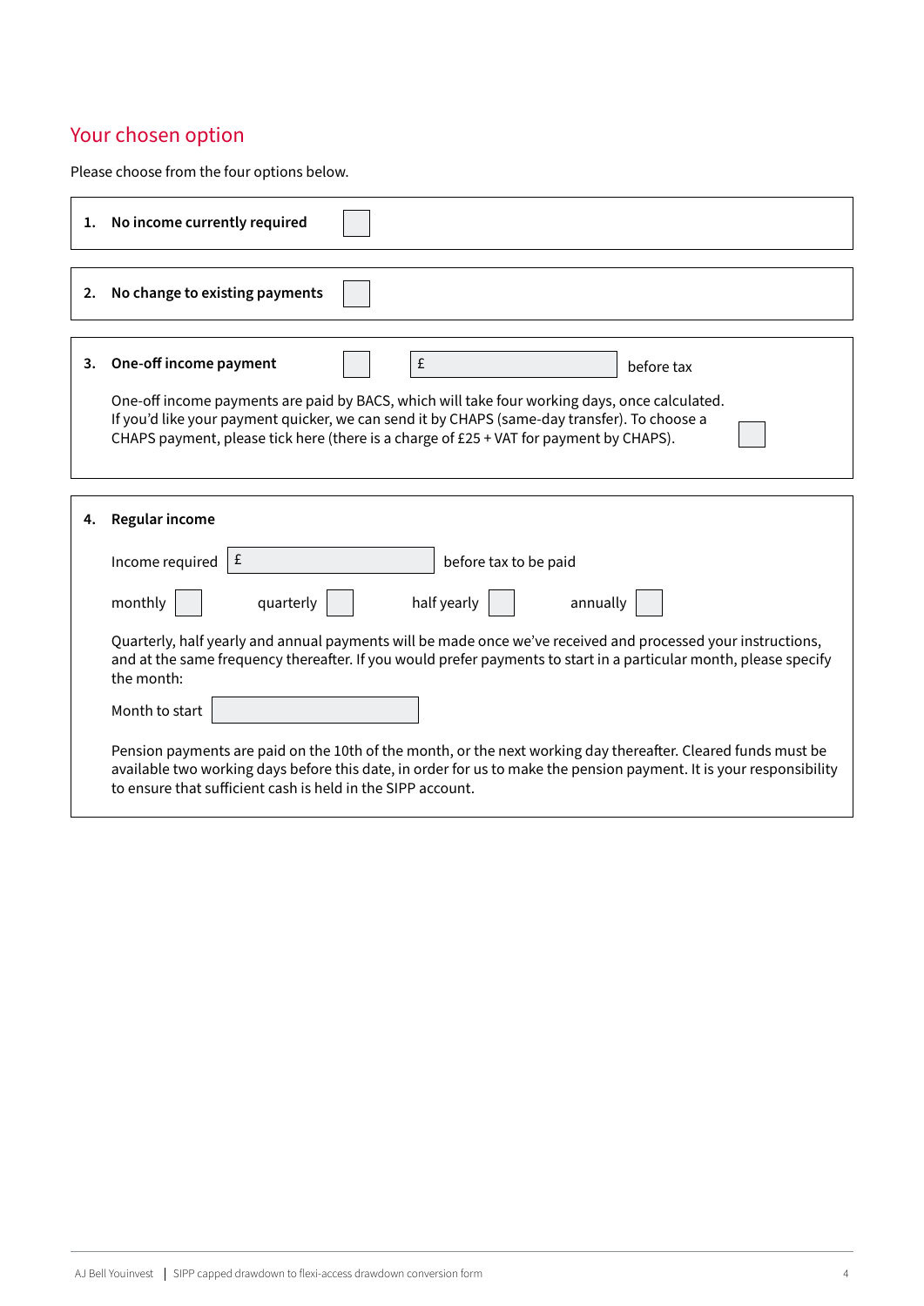## Your chosen option

Please choose from the four options below.

**1. No income currently required** ☐

**2. No change to existing payments** ☐

**3. One-off income payment** ☐ £ ________ before tax

One-off income payments are paid by BACS, which will take four working days, once calculated. If you'd like your payment quicker, we can send it by CHAPS (same-day transfer). To choose a CHAPS payment, please tick here (there is a charge of £25 + VAT for payment by CHAPS). ☐

**4. Regular income**

Income required £ ________ before tax to be paid

monthly ☐ quarterly ☐ half yearly ☐ annually ☐

Quarterly, half yearly and annual payments will be made once we've received and processed your instructions, and at the same frequency thereafter. If you would prefer payments to start in a particular month, please specify the month:

Month to start ________

Pension payments are paid on the 10th of the month, or the next working day thereafter. Cleared funds must be available two working days before this date, in order for us to make the pension payment. It is your responsibility to ensure that sufficient cash is held in the SIPP account.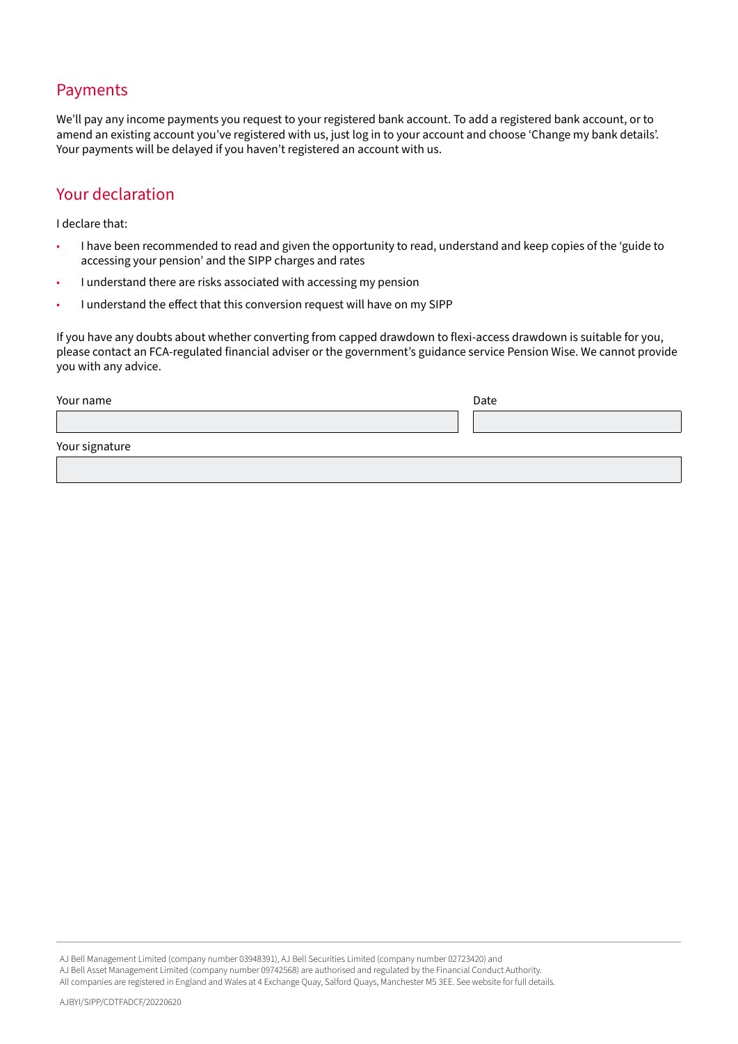## Payments

We'll pay any income payments you request to your registered bank account. To add a registered bank account, or to amend an existing account you've registered with us, just log in to your account and choose 'Change my bank details'. Your payments will be delayed if you haven't registered an account with us.

## Your declaration

I declare that:

- I have been recommended to read and given the opportunity to read, understand and keep copies of the 'guide to accessing your pension' and the SIPP charges and rates
- I understand there are risks associated with accessing my pension
- I understand the effect that this conversion request will have on my SIPP

If you have any doubts about whether converting from capped drawdown to flexi-access drawdown is suitable for you, please contact an FCA-regulated financial adviser or the government's guidance service Pension Wise. We cannot provide you with any advice.

| Your name | Date |
| --- | --- |
| | |

| Your signature |
| --- |
| |

AJ Bell Management Limited (company number 03948391), AJ Bell Securities Limited (company number 02723420) and AJ Bell Asset Management Limited (company number 09742568) are authorised and regulated by the Financial Conduct Authority. All companies are registered in England and Wales at 4 Exchange Quay, Salford Quays, Manchester M5 3EE. See website for full details.

AJBYI/SIPP/CDTFADCF/20220620